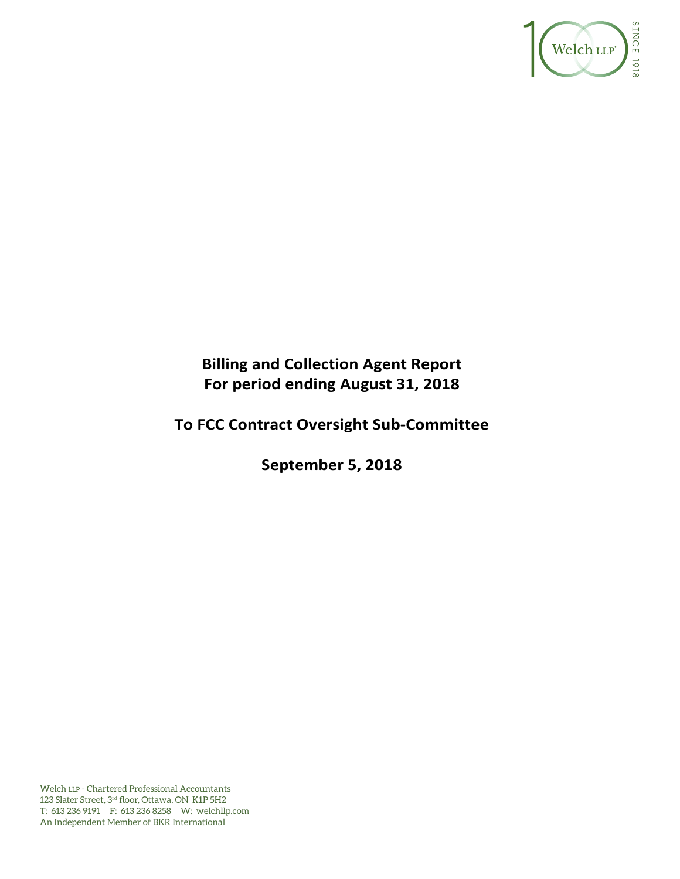Welch LLP

SINCE 1918

# Billing and Collection Agent Report
# For period ending August 31, 2018

## To FCC Contract Oversight Sub-Committee

## September 5, 2018

Welch LLP - Chartered Professional Accountants
123 Slater Street, 3rd floor, Ottawa, ON K1P 5H2
T: 613 236 9191 F: 613 236 8258 W: welchllp.com
An Independent Member of BKR International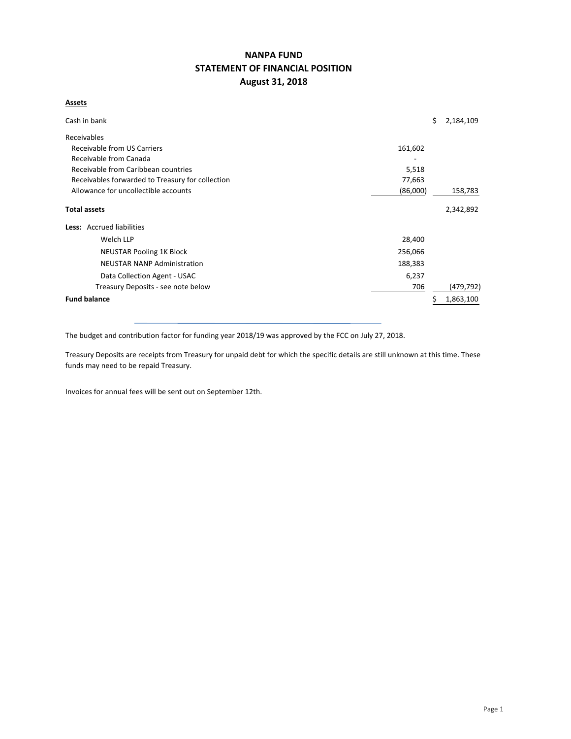# NANPA FUND
## STATEMENT OF FINANCIAL POSITION
### August 31, 2018

**Assets**

| | | |
|---|---|---|
| Cash in bank | | $ 2,184,109 |
| Receivables | | |
| Receivable from US Carriers | 161,602 | |
| Receivable from Canada | - | |
| Receivable from Caribbean countries | 5,518 | |
| Receivables forwarded to Treasury for collection | 77,663 | |
| Allowance for uncollectible accounts | (86,000) | 158,783 |
| **Total assets** | | 2,342,892 |
| **Less:** Accrued liabilities | | |
| Welch LLP | 28,400 | |
| NEUSTAR Pooling 1K Block | 256,066 | |
| NEUSTAR NANP Administration | 188,383 | |
| Data Collection Agent - USAC | 6,237 | |
| Treasury Deposits - see note below | 706 | (479,792) |
| **Fund balance** | | $ 1,863,100 |

The budget and contribution factor for funding year 2018/19 was approved by the FCC on July 27, 2018.

Treasury Deposits are receipts from Treasury for unpaid debt for which the specific details are still unknown at this time. These funds may need to be repaid Treasury.

Invoices for annual fees will be sent out on September 12th.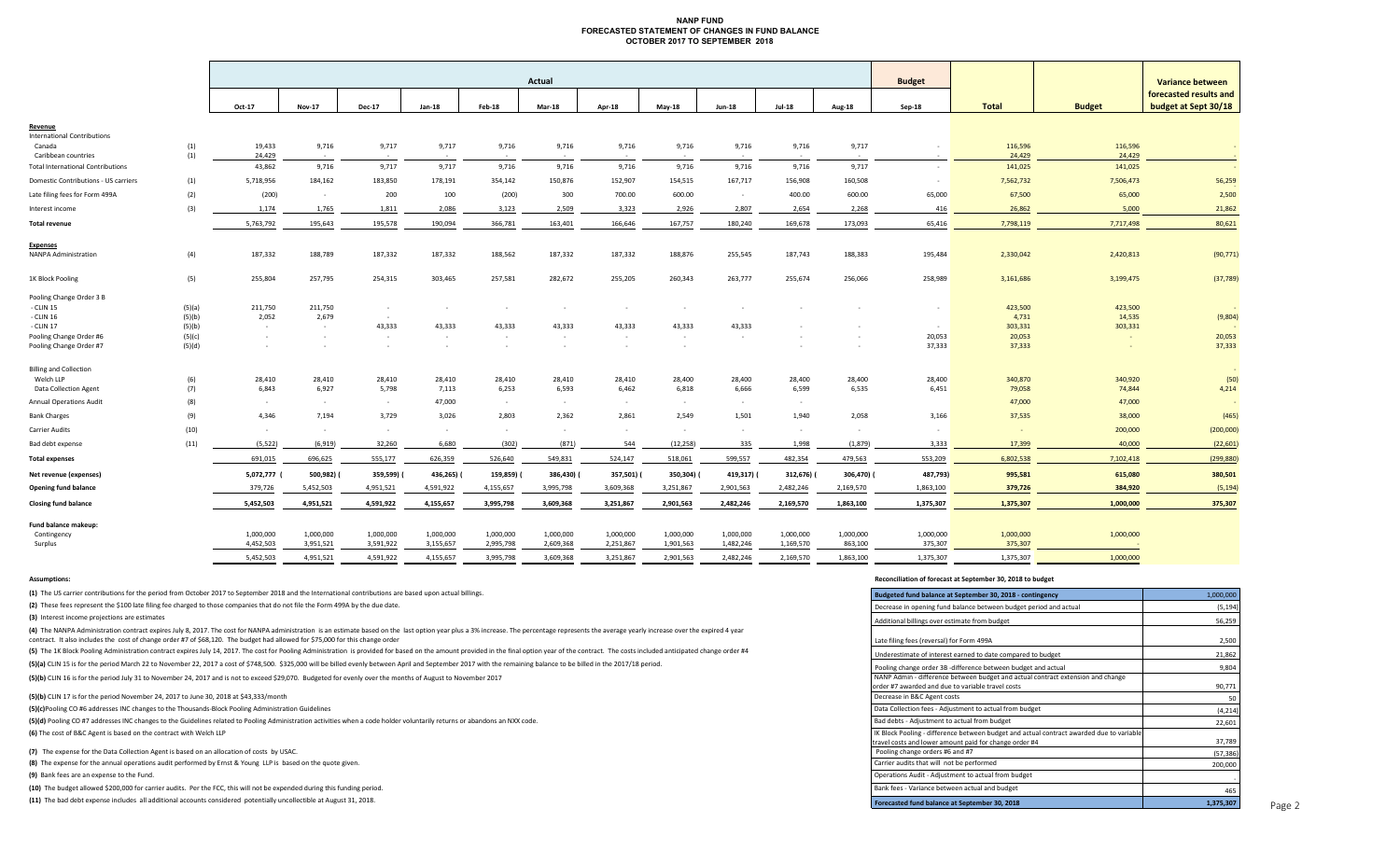# NANP FUND
## FORECASTED STATEMENT OF CHANGES IN FUND BALANCE
### OCTOBER 2017 TO SEPTEMBER 2018

| | | Actual | | | | | | | | | | | Budget | | | Variance between forecasted results and budget at Sept 30/18 |
|---|---|---|---|---|---|---|---|---|---|---|---|---|---|---|---|---|
| | | Oct-17 | Nov-17 | Dec-17 | Jan-18 | Feb-18 | Mar-18 | Apr-18 | May-18 | Jun-18 | Jul-18 | Aug-18 | Sep-18 | Total | Budget | |
| **Revenue** | | | | | | | | | | | | | | | | |
| International Contributions | | | | | | | | | | | | | | | | |
| Canada | (1) | 19,433 | 9,716 | 9,717 | 9,717 | 9,716 | 9,716 | 9,716 | 9,716 | 9,716 | 9,716 | 9,717 | - | 116,596 | 116,596 | - |
| Caribbean countries | (1) | 24,429 | - | - | - | - | - | - | - | - | - | - | - | 24,429 | 24,429 | - |
| Total International Contributions | | 43,862 | 9,716 | 9,717 | 9,717 | 9,716 | 9,716 | 9,716 | 9,716 | 9,716 | 9,716 | 9,717 | - | 141,025 | 141,025 | - |
| Domestic Contributions - US carriers | (1) | 5,718,956 | 184,162 | 183,850 | 178,191 | 354,142 | 150,876 | 152,907 | 154,515 | 167,717 | 156,908 | 160,508 | - | 7,562,732 | 7,506,473 | 56,259 |
| Late filing fees for Form 499A | (2) | (200) | - | 200 | 100 | (200) | 300 | 700.00 | 600.00 | - | 400.00 | 600.00 | 65,000 | 67,500 | 65,000 | 2,500 |
| Interest income | (3) | 1,174 | 1,765 | 1,811 | 2,086 | 3,123 | 2,509 | 3,323 | 2,926 | 2,807 | 2,654 | 2,268 | 416 | 26,862 | 5,000 | 21,862 |
| **Total revenue** | | 5,763,792 | 195,643 | 195,578 | 190,094 | 366,781 | 163,401 | 166,646 | 167,757 | 180,240 | 169,678 | 173,093 | 65,416 | 7,798,119 | 7,717,498 | 80,621 |
| **Expenses** | | | | | | | | | | | | | | | | |
| NANPA Administration | (4) | 187,332 | 188,789 | 187,332 | 187,332 | 188,562 | 187,332 | 187,332 | 188,876 | 255,545 | 187,743 | 188,383 | 195,484 | 2,330,042 | 2,420,813 | (90,771) |
| 1K Block Pooling | (5) | 255,804 | 257,795 | 254,315 | 303,465 | 257,581 | 282,672 | 255,205 | 260,343 | 263,777 | 255,674 | 256,066 | 258,989 | 3,161,686 | 3,199,475 | (37,789) |
| Pooling Change Order 3 B | | | | | | | | | | | | | | | | |
| - CLIN 15 | (5)(a) | 211,750 | 211,750 | - | - | - | - | - | - | - | - | - | - | 423,500 | 423,500 | - |
| - CLIN 16 | (5)(b) | 2,052 | 2,679 | - | - | - | - | - | - | - | - | - | - | 4,731 | 14,535 | (9,804) |
| - CLIN 17 | (5)(b) | - | - | 43,333 | 43,333 | 43,333 | 43,333 | 43,333 | 43,333 | 43,333 | - | - | - | 303,331 | 303,331 | - |
| Pooling Change Order #6 | (5)(c) | - | - | - | - | - | - | - | - | - | - | - | 20,053 | 20,053 | - | 20,053 |
| Pooling Change Order #7 | (5)(d) | - | - | - | - | - | - | - | - | - | - | - | 37,333 | 37,333 | - | 37,333 |
| Billing and Collection | | | | | | | | | | | | | | | | - |
| Welch LLP | (6) | 28,410 | 28,410 | 28,410 | 28,410 | 28,410 | 28,410 | 28,410 | 28,400 | 28,400 | 28,400 | 28,400 | 28,400 | 340,870 | 340,920 | (50) |
| Data Collection Agent | (7) | 6,843 | 6,927 | 5,798 | 7,113 | 6,253 | 6,593 | 6,462 | 6,818 | 6,666 | 6,599 | 6,535 | 6,451 | 79,058 | 74,844 | 4,214 |
| Annual Operations Audit | (8) | - | - | - | 47,000 | - | - | - | - | - | - | - | - | 47,000 | 47,000 | - |
| Bank Charges | (9) | 4,346 | 7,194 | 3,729 | 3,026 | 2,803 | 2,362 | 2,861 | 2,549 | 1,501 | 1,940 | 2,058 | 3,166 | 37,535 | 38,000 | (465) |
| Carrier Audits | (10) | - | - | - | - | - | - | - | - | - | - | - | - | - | 200,000 | (200,000) |
| Bad debt expense | (11) | (5,522) | (6,919) | 32,260 | 6,680 | (302) | (871) | 544 | (12,258) | 335 | 1,998 | (1,879) | 3,333 | 17,399 | 40,000 | (22,601) |
| **Total expenses** | | 691,015 | 696,625 | 555,177 | 626,359 | 526,640 | 549,831 | 524,147 | 518,061 | 599,557 | 482,354 | 479,563 | 553,209 | 6,802,538 | 7,102,418 | (299,880) |
| **Net revenue (expenses)** | | 5,072,777 | (500,982) | (359,599) | (436,265) | (159,859) | (386,430) | (357,501) | (350,304) | (419,317) | (312,676) | (306,470) | (487,793) | 995,581 | 615,080 | 380,501 |
| **Opening fund balance** | | 379,726 | 5,452,503 | 4,951,521 | 4,591,922 | 4,155,657 | 3,995,798 | 3,609,368 | 3,251,867 | 2,901,563 | 2,482,246 | 2,169,570 | 1,863,100 | 379,726 | 384,920 | (5,194) |
| **Closing fund balance** | | 5,452,503 | 4,951,521 | 4,591,922 | 4,155,657 | 3,995,798 | 3,609,368 | 3,251,867 | 2,901,563 | 2,482,246 | 2,169,570 | 1,863,100 | 1,375,307 | 1,375,307 | 1,000,000 | 375,307 |
| **Fund balance makeup:** | | | | | | | | | | | | | | | | |
| Contingency | | 1,000,000 | 1,000,000 | 1,000,000 | 1,000,000 | 1,000,000 | 1,000,000 | 1,000,000 | 1,000,000 | 1,000,000 | 1,000,000 | 1,000,000 | 1,000,000 | 1,000,000 | 1,000,000 | |
| Surplus | | 4,452,503 | 3,951,521 | 3,591,922 | 3,155,657 | 2,995,798 | 2,609,368 | 2,251,867 | 1,901,563 | 1,482,246 | 1,169,570 | 863,100 | 375,307 | 375,307 | - | |
| | | 5,452,503 | 4,951,521 | 4,591,922 | 4,155,657 | 3,995,798 | 3,609,368 | 3,251,867 | 2,901,563 | 2,482,246 | 2,169,570 | 1,863,100 | 1,375,307 | 1,375,307 | 1,000,000 | |

**Assumptions:**

**(1)** The US carrier contributions for the period from October 2017 to September 2018 and the International contributions are based upon actual billings.

**(2)** These fees represent the $100 late filing fee charged to those companies that do not file the Form 499A by the due date.

**(3)** Interest income projections are estimates

**(4)** The NANPA Administration contract expires July 8, 2017. The cost for NANPA administration is an estimate based on the last option year plus a 3% increase. The percentage represents the average yearly increase over the expired 4 year contract. It also includes the cost of change order #7 of $68,120. The budget had allowed for $75,000 for this change order

**(5)** The 1K Block Pooling Administration contract expires July 14, 2017. The cost for Pooling Administration is provided for based on the amount provided in the final option year of the contract. The costs included anticipated change order #4

**(5)(a)** CLIN 15 is for the period March 22 to November 22, 2017 a cost of $748,500. $325,000 will be billed evenly between April and September 2017 with the remaining balance to be billed in the 2017/18 period.

**(5)(b)** CLIN 16 is for the period July 31 to November 24, 2017 and is not to exceed $29,070. Budgeted for evenly over the months of August to November 2017

**(5)(b)** CLIN 17 is for the period November 24, 2017 to June 30, 2018 at $43,333/month

**(5)(c)** Pooling CO #6 addresses INC changes to the Thousands-Block Pooling Administration Guidelines

**(5)(d)** Pooling CO #7 addresses INC changes to the Guidelines related to Pooling Administration activities when a code holder voluntarily returns or abandons an NXX code.

**(6)** The cost of B&C Agent is based on the contract with Welch LLP

**(7)** The expense for the Data Collection Agent is based on an allocation of costs by USAC.

**(8)** The expense for the annual operations audit performed by Ernst & Young LLP is based on the quote given.

**(9)** Bank fees are an expense to the Fund.

**(10)** The budget allowed $200,000 for carrier audits. Per the FCC, this will not be expended during this funding period.

**(11)** The bad debt expense includes all additional accounts considered potentially uncollectible at August 31, 2018.

**Reconciliation of forecast at September 30, 2018 to budget**

| | |
|---|---|
| **Budgeted fund balance at September 30, 2018 - contingency** | 1,000,000 |
| Decrease in opening fund balance between budget period and actual | (5,194) |
| Additional billings over estimate from budget | 56,259 |
| Late filing fees (reversal) for Form 499A | 2,500 |
| Underestimate of interest earned to date compared to budget | 21,862 |
| Pooling change order 3B -difference between budget and actual | 9,804 |
| NANP Admin - difference between budget and actual contract extension and change order #7 awarded and due to variable travel costs | 90,771 |
| Decrease in B&C Agent costs | 50 |
| Data Collection fees - Adjustment to actual from budget | (4,214) |
| Bad debts - Adjustment to actual from budget | 22,601 |
| IK Block Pooling - difference between budget and actual contract awarded due to variable travel costs and lower amount paid for change order #4 | 37,789 |
| Pooling change orders #6 and #7 | (57,386) |
| Carrier audits that will not be performed | 200,000 |
| Operations Audit - Adjustment to actual from budget | - |
| Bank fees - Variance between actual and budget | 465 |
| **Forecasted fund balance at September 30, 2018** | **1,375,307** |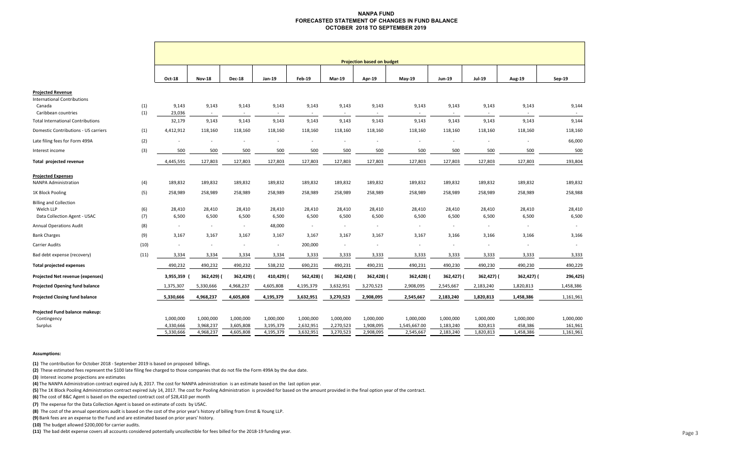# NANPA FUND
## FORECASTED STATEMENT OF CHANGES IN FUND BALANCE
### OCTOBER 2018 TO SEPTEMBER 2019

| | | Projection based on budget | | | | | | | | | | | |
|---|---|---|---|---|---|---|---|---|---|---|---|---|---|
| | | Oct-18 | Nov-18 | Dec-18 | Jan-19 | Feb-19 | Mar-19 | Apr-19 | May-19 | Jun-19 | Jul-19 | Aug-19 | Sep-19 |
| **Projected Revenue** | | | | | | | | | | | | | |
| International Contributions | | | | | | | | | | | | | |
| Canada | (1) | 9,143 | 9,143 | 9,143 | 9,143 | 9,143 | 9,143 | 9,143 | 9,143 | 9,143 | 9,143 | 9,143 | 9,144 |
| Caribbean countries | (1) | 23,036 | - | - | - | - | - | - | - | - | - | - | - |
| Total International Contributions | | 32,179 | 9,143 | 9,143 | 9,143 | 9,143 | 9,143 | 9,143 | 9,143 | 9,143 | 9,143 | 9,143 | 9,144 |
| Domestic Contributions - US carriers | (1) | 4,412,912 | 118,160 | 118,160 | 118,160 | 118,160 | 118,160 | 118,160 | 118,160 | 118,160 | 118,160 | 118,160 | 118,160 |
| Late filing fees for Form 499A | (2) | - | - | - | - | - | - | - | - | - | - | - | 66,000 |
| Interest income | (3) | 500 | 500 | 500 | 500 | 500 | 500 | 500 | 500 | 500 | 500 | 500 | 500 |
| **Total projected revenue** | | 4,445,591 | 127,803 | 127,803 | 127,803 | 127,803 | 127,803 | 127,803 | 127,803 | 127,803 | 127,803 | 127,803 | 193,804 |
| **Projected Expenses** | | | | | | | | | | | | | |
| NANPA Administration | (4) | 189,832 | 189,832 | 189,832 | 189,832 | 189,832 | 189,832 | 189,832 | 189,832 | 189,832 | 189,832 | 189,832 | 189,832 |
| 1K Block Pooling | (5) | 258,989 | 258,989 | 258,989 | 258,989 | 258,989 | 258,989 | 258,989 | 258,989 | 258,989 | 258,989 | 258,989 | 258,988 |
| Billing and Collection | | | | | | | | | | | | | |
| Welch LLP | (6) | 28,410 | 28,410 | 28,410 | 28,410 | 28,410 | 28,410 | 28,410 | 28,410 | 28,410 | 28,410 | 28,410 | 28,410 |
| Data Collection Agent - USAC | (7) | 6,500 | 6,500 | 6,500 | 6,500 | 6,500 | 6,500 | 6,500 | 6,500 | 6,500 | 6,500 | 6,500 | 6,500 |
| Annual Operations Audit | (8) | - | - | - | 48,000 | - | - | - | - | - | - | - | - |
| Bank Charges | (9) | 3,167 | 3,167 | 3,167 | 3,167 | 3,167 | 3,167 | 3,167 | 3,167 | 3,166 | 3,166 | 3,166 | 3,166 |
| Carrier Audits | (10) | - | - | - | - | 200,000 | - | - | - | - | - | - | - |
| Bad debt expense (recovery) | (11) | 3,334 | 3,334 | 3,334 | 3,334 | 3,333 | 3,333 | 3,333 | 3,333 | 3,333 | 3,333 | 3,333 | 3,333 |
| **Total projected expenses** | | 490,232 | 490,232 | 490,232 | 538,232 | 690,231 | 490,231 | 490,231 | 490,231 | 490,230 | 490,230 | 490,230 | 490,229 |
| **Projected Net revenue (expenses)** | | 3,955,359 | (362,429) | (362,429) | (410,429) | (562,428) | (362,428) | (362,428) | (362,428) | (362,427) | (362,427) | (362,427) | (296,425) |
| **Projected Opening fund balance** | | 1,375,307 | 5,330,666 | 4,968,237 | 4,605,808 | 4,195,379 | 3,632,951 | 3,270,523 | 2,908,095 | 2,545,667 | 2,183,240 | 1,820,813 | 1,458,386 |
| **Projected Closing fund balance** | | 5,330,666 | 4,968,237 | 4,605,808 | 4,195,379 | 3,632,951 | 3,270,523 | 2,908,095 | 2,545,667 | 2,183,240 | 1,820,813 | 1,458,386 | 1,161,961 |
| **Projected Fund balance makeup:** | | | | | | | | | | | | | |
| Contingency | | 1,000,000 | 1,000,000 | 1,000,000 | 1,000,000 | 1,000,000 | 1,000,000 | 1,000,000 | 1,000,000 | 1,000,000 | 1,000,000 | 1,000,000 | 1,000,000 |
| Surplus | | 4,330,666 | 3,968,237 | 3,605,808 | 3,195,379 | 2,632,951 | 2,270,523 | 1,908,095 | 1,545,667.00 | 1,183,240 | 820,813 | 458,386 | 161,961 |
| | | 5,330,666 | 4,968,237 | 4,605,808 | 4,195,379 | 3,632,951 | 3,270,523 | 2,908,095 | 2,545,667 | 2,183,240 | 1,820,813 | 1,458,386 | 1,161,961 |

**Assumptions:**

**(1)** The contribution for October 2018 - September 2019 is based on proposed billings.

**(2)** These estimated fees represent the $100 late filing fee charged to those companies that do not file the Form 499A by the due date.

**(3)** Interest income projections are estimates

**(4)** The NANPA Administration contract expired July 8, 2017. The cost for NANPA administration is an estimate based on the last option year.

**(5)** The 1K Block Pooling Administration contract expired July 14, 2017. The cost for Pooling Administration is provided for based on the amount provided in the final option year of the contract.

**(6)** The cost of B&C Agent is based on the expected contract cost of $28,410 per month

**(7)** The expense for the Data Collection Agent is based on estimate of costs by USAC.

**(8)** The cost of the annual operations audit is based on the cost of the prior year's history of billing from Ernst & Young LLP.

**(9)** Bank fees are an expense to the Fund and are estimated based on prior years' history.

**(10)** The budget allowed $200,000 for carrier audits.

**(11)** The bad debt expense covers all accounts considered potentially uncollectible for fees billed for the 2018-19 funding year.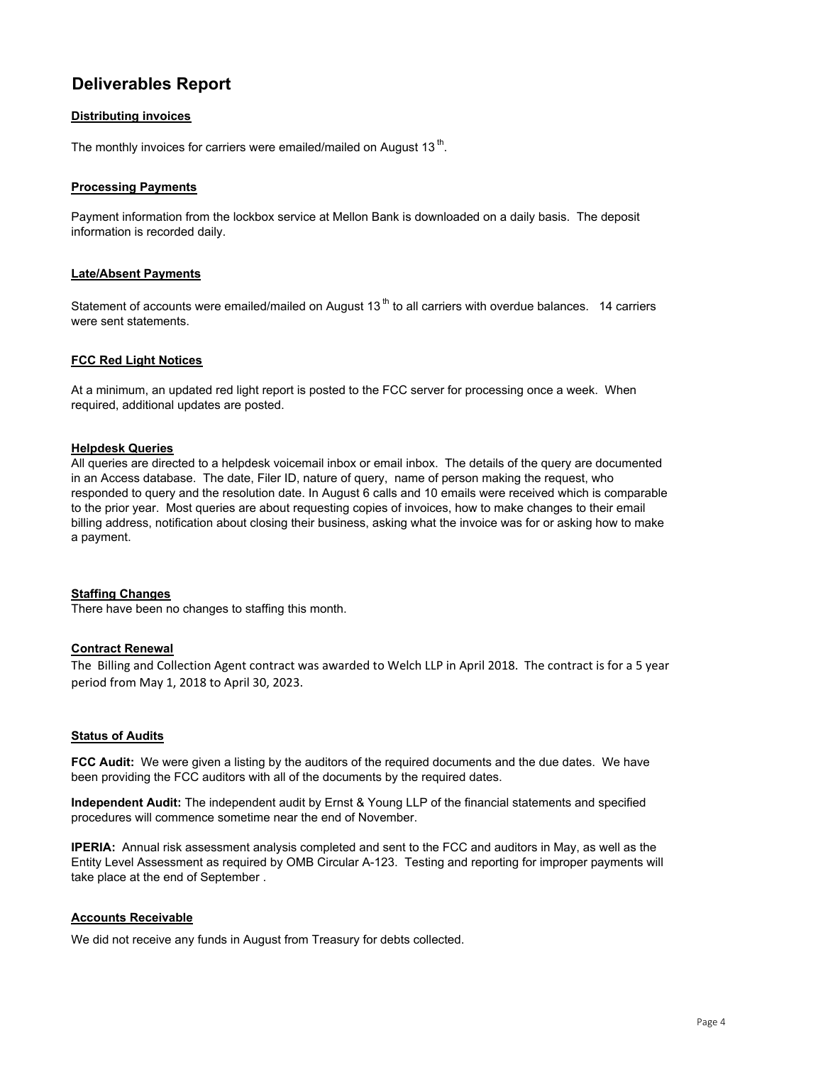# Deliverables Report

**Distributing invoices**

The monthly invoices for carriers were emailed/mailed on August 13th.

**Processing Payments**

Payment information from the lockbox service at Mellon Bank is downloaded on a daily basis. The deposit information is recorded daily.

**Late/Absent Payments**

Statement of accounts were emailed/mailed on August 13th to all carriers with overdue balances. 14 carriers were sent statements.

**FCC Red Light Notices**

At a minimum, an updated red light report is posted to the FCC server for processing once a week. When required, additional updates are posted.

**Helpdesk Queries**

All queries are directed to a helpdesk voicemail inbox or email inbox. The details of the query are documented in an Access database. The date, Filer ID, nature of query, name of person making the request, who responded to query and the resolution date. In August 6 calls and 10 emails were received which is comparable to the prior year. Most queries are about requesting copies of invoices, how to make changes to their email billing address, notification about closing their business, asking what the invoice was for or asking how to make a payment.

**Staffing Changes**

There have been no changes to staffing this month.

**Contract Renewal**

The Billing and Collection Agent contract was awarded to Welch LLP in April 2018. The contract is for a 5 year period from May 1, 2018 to April 30, 2023.

**Status of Audits**

**FCC Audit:** We were given a listing by the auditors of the required documents and the due dates. We have been providing the FCC auditors with all of the documents by the required dates.

**Independent Audit:** The independent audit by Ernst & Young LLP of the financial statements and specified procedures will commence sometime near the end of November.

**IPERIA:** Annual risk assessment analysis completed and sent to the FCC and auditors in May, as well as the Entity Level Assessment as required by OMB Circular A-123. Testing and reporting for improper payments will take place at the end of September .

**Accounts Receivable**

We did not receive any funds in August from Treasury for debts collected.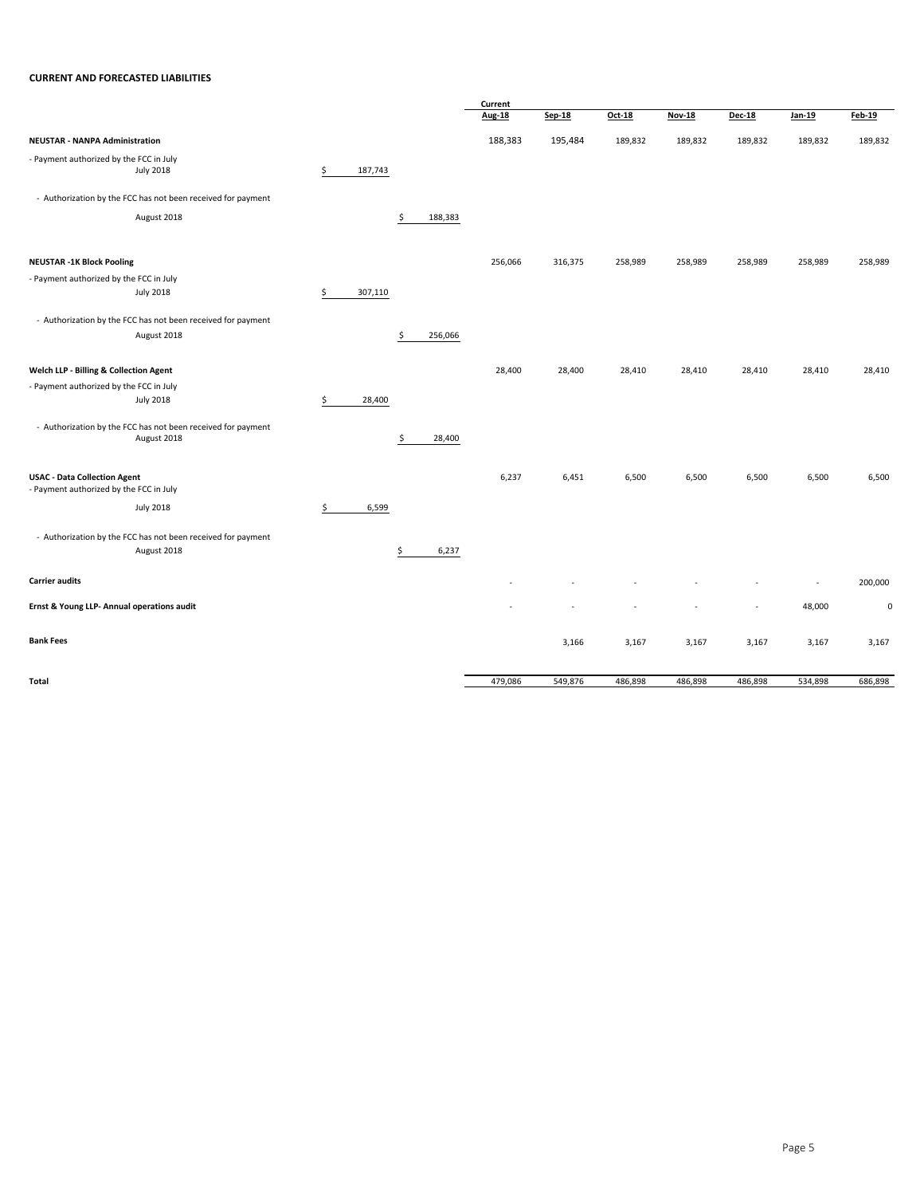**CURRENT AND FORECASTED LIABILITIES**

| | | | Current Aug-18 | Sep-18 | Oct-18 | Nov-18 | Dec-18 | Jan-19 | Feb-19 |
|---|---|---|---|---|---|---|---|---|---|
| **NEUSTAR - NANPA Administration** | | | 188,383 | 195,484 | 189,832 | 189,832 | 189,832 | 189,832 | 189,832 |
| - Payment authorized by the FCC in July | | | | | | | | | |
| July 2018 | $ 187,743 | | | | | | | | |
| - Authorization by the FCC has not been received for payment | | | | | | | | | |
| August 2018 | | $ 188,383 | | | | | | | |
| **NEUSTAR -1K Block Pooling** | | | 256,066 | 316,375 | 258,989 | 258,989 | 258,989 | 258,989 | 258,989 |
| - Payment authorized by the FCC in July | | | | | | | | | |
| July 2018 | $ 307,110 | | | | | | | | |
| - Authorization by the FCC has not been received for payment | | | | | | | | | |
| August 2018 | | $ 256,066 | | | | | | | |
| **Welch LLP - Billing & Collection Agent** | | | 28,400 | 28,400 | 28,410 | 28,410 | 28,410 | 28,410 | 28,410 |
| - Payment authorized by the FCC in July | | | | | | | | | |
| July 2018 | $ 28,400 | | | | | | | | |
| - Authorization by the FCC has not been received for payment | | | | | | | | | |
| August 2018 | | $ 28,400 | | | | | | | |
| **USAC - Data Collection Agent** | | | 6,237 | 6,451 | 6,500 | 6,500 | 6,500 | 6,500 | 6,500 |
| - Payment authorized by the FCC in July | | | | | | | | | |
| July 2018 | $ 6,599 | | | | | | | | |
| - Authorization by the FCC has not been received for payment | | | | | | | | | |
| August 2018 | | $ 6,237 | | | | | | | |
| **Carrier audits** | | | - | - | - | - | - | - | 200,000 |
| **Ernst & Young LLP- Annual operations audit** | | | - | - | - | - | - | 48,000 | 0 |
| **Bank Fees** | | | | 3,166 | 3,167 | 3,167 | 3,167 | 3,167 | 3,167 |
| **Total** | | | 479,086 | 549,876 | 486,898 | 486,898 | 486,898 | 534,898 | 686,898 |